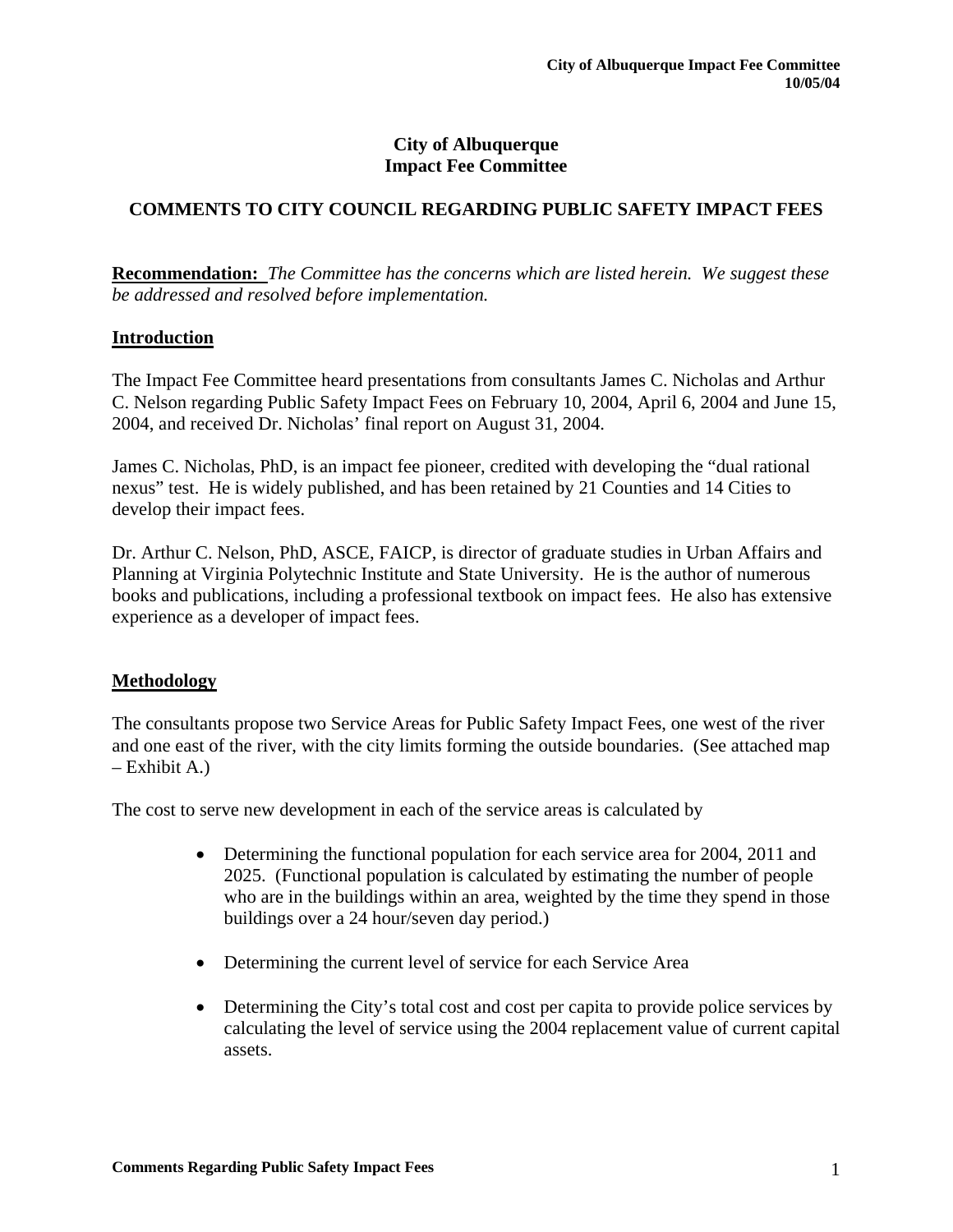# City of Albuquerque
# Impact Fee Committee

## COMMENTS TO CITY COUNCIL REGARDING PUBLIC SAFETY IMPACT FEES

**Recommendation:** *The Committee has the concerns which are listed herein. We suggest these be addressed and resolved before implementation.*

## Introduction

The Impact Fee Committee heard presentations from consultants James C. Nicholas and Arthur C. Nelson regarding Public Safety Impact Fees on February 10, 2004, April 6, 2004 and June 15, 2004, and received Dr. Nicholas' final report on August 31, 2004.

James C. Nicholas, PhD, is an impact fee pioneer, credited with developing the "dual rational nexus" test. He is widely published, and has been retained by 21 Counties and 14 Cities to develop their impact fees.

Dr. Arthur C. Nelson, PhD, ASCE, FAICP, is director of graduate studies in Urban Affairs and Planning at Virginia Polytechnic Institute and State University. He is the author of numerous books and publications, including a professional textbook on impact fees. He also has extensive experience as a developer of impact fees.

## Methodology

The consultants propose two Service Areas for Public Safety Impact Fees, one west of the river and one east of the river, with the city limits forming the outside boundaries. (See attached map – Exhibit A.)

The cost to serve new development in each of the service areas is calculated by

- Determining the functional population for each service area for 2004, 2011 and 2025. (Functional population is calculated by estimating the number of people who are in the buildings within an area, weighted by the time they spend in those buildings over a 24 hour/seven day period.)
- Determining the current level of service for each Service Area
- Determining the City's total cost and cost per capita to provide police services by calculating the level of service using the 2004 replacement value of current capital assets.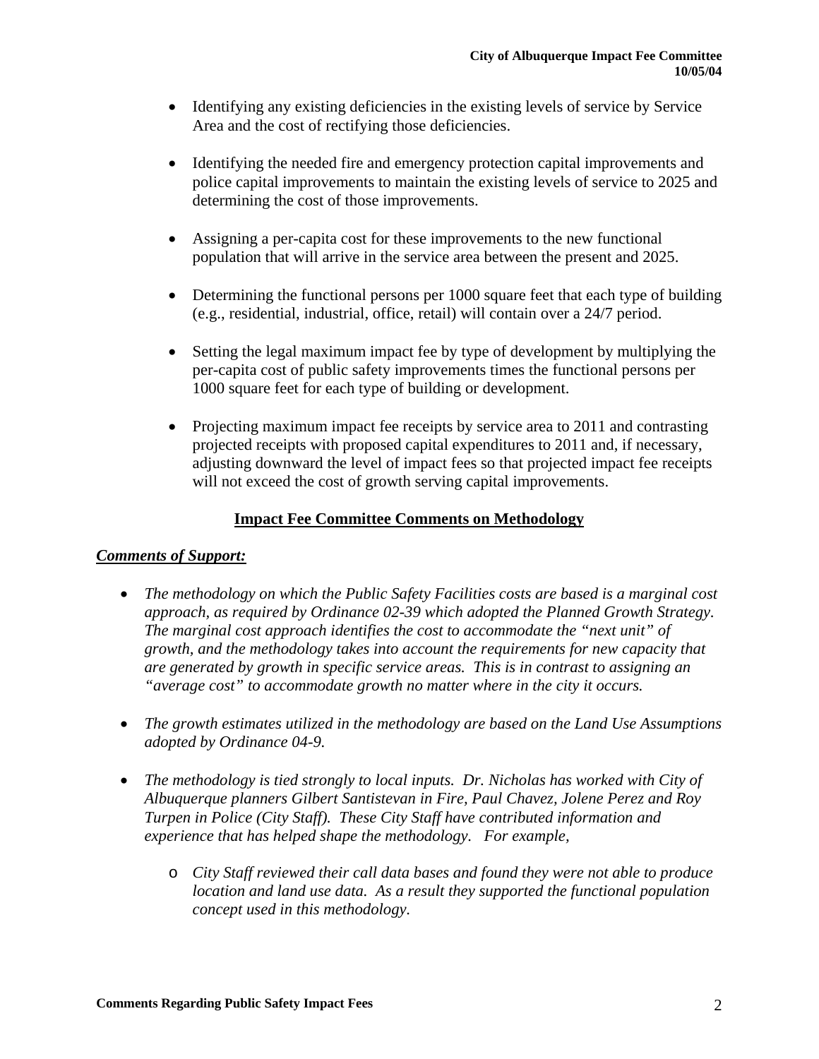- Identifying any existing deficiencies in the existing levels of service by Service Area and the cost of rectifying those deficiencies.

- Identifying the needed fire and emergency protection capital improvements and police capital improvements to maintain the existing levels of service to 2025 and determining the cost of those improvements.

- Assigning a per-capita cost for these improvements to the new functional population that will arrive in the service area between the present and 2025.

- Determining the functional persons per 1000 square feet that each type of building (e.g., residential, industrial, office, retail) will contain over a 24/7 period.

- Setting the legal maximum impact fee by type of development by multiplying the per-capita cost of public safety improvements times the functional persons per 1000 square feet for each type of building or development.

- Projecting maximum impact fee receipts by service area to 2011 and contrasting projected receipts with proposed capital expenditures to 2011 and, if necessary, adjusting downward the level of impact fees so that projected impact fee receipts will not exceed the cost of growth serving capital improvements.

## Impact Fee Committee Comments on Methodology

***Comments of Support:***

- *The methodology on which the Public Safety Facilities costs are based is a marginal cost approach, as required by Ordinance 02-39 which adopted the Planned Growth Strategy. The marginal cost approach identifies the cost to accommodate the "next unit" of growth, and the methodology takes into account the requirements for new capacity that are generated by growth in specific service areas. This is in contrast to assigning an "average cost" to accommodate growth no matter where in the city it occurs.*

- *The growth estimates utilized in the methodology are based on the Land Use Assumptions adopted by Ordinance 04-9.*

- *The methodology is tied strongly to local inputs. Dr. Nicholas has worked with City of Albuquerque planners Gilbert Santistevan in Fire, Paul Chavez, Jolene Perez and Roy Turpen in Police (City Staff). These City Staff have contributed information and experience that has helped shape the methodology. For example,*

  - *City Staff reviewed their call data bases and found they were not able to produce location and land use data. As a result they supported the functional population concept used in this methodology.*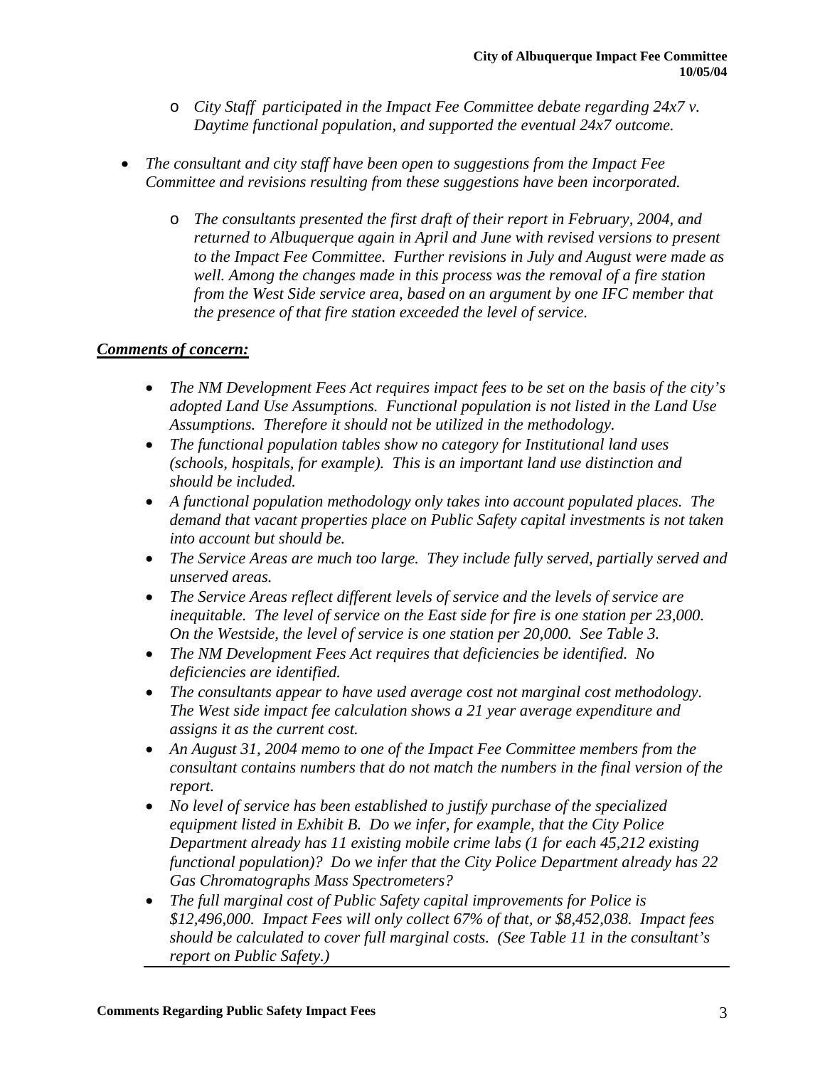- *City Staff participated in the Impact Fee Committee debate regarding 24x7 v. Daytime functional population, and supported the eventual 24x7 outcome.*

- *The consultant and city staff have been open to suggestions from the Impact Fee Committee and revisions resulting from these suggestions have been incorporated.*
  - *The consultants presented the first draft of their report in February, 2004, and returned to Albuquerque again in April and June with revised versions to present to the Impact Fee Committee. Further revisions in July and August were made as well. Among the changes made in this process was the removal of a fire station from the West Side service area, based on an argument by one IFC member that the presence of that fire station exceeded the level of service.*

***Comments of concern:***

- *The NM Development Fees Act requires impact fees to be set on the basis of the city's adopted Land Use Assumptions. Functional population is not listed in the Land Use Assumptions. Therefore it should not be utilized in the methodology.*
- *The functional population tables show no category for Institutional land uses (schools, hospitals, for example). This is an important land use distinction and should be included.*
- *A functional population methodology only takes into account populated places. The demand that vacant properties place on Public Safety capital investments is not taken into account but should be.*
- *The Service Areas are much too large. They include fully served, partially served and unserved areas.*
- *The Service Areas reflect different levels of service and the levels of service are inequitable. The level of service on the East side for fire is one station per 23,000. On the Westside, the level of service is one station per 20,000. See Table 3.*
- *The NM Development Fees Act requires that deficiencies be identified. No deficiencies are identified.*
- *The consultants appear to have used average cost not marginal cost methodology. The West side impact fee calculation shows a 21 year average expenditure and assigns it as the current cost.*
- *An August 31, 2004 memo to one of the Impact Fee Committee members from the consultant contains numbers that do not match the numbers in the final version of the report.*
- *No level of service has been established to justify purchase of the specialized equipment listed in Exhibit B. Do we infer, for example, that the City Police Department already has 11 existing mobile crime labs (1 for each 45,212 existing functional population)? Do we infer that the City Police Department already has 22 Gas Chromatographs Mass Spectrometers?*
- *The full marginal cost of Public Safety capital improvements for Police is $12,496,000. Impact Fees will only collect 67% of that, or $8,452,038. Impact fees should be calculated to cover full marginal costs. (See Table 11 in the consultant's report on Public Safety.)*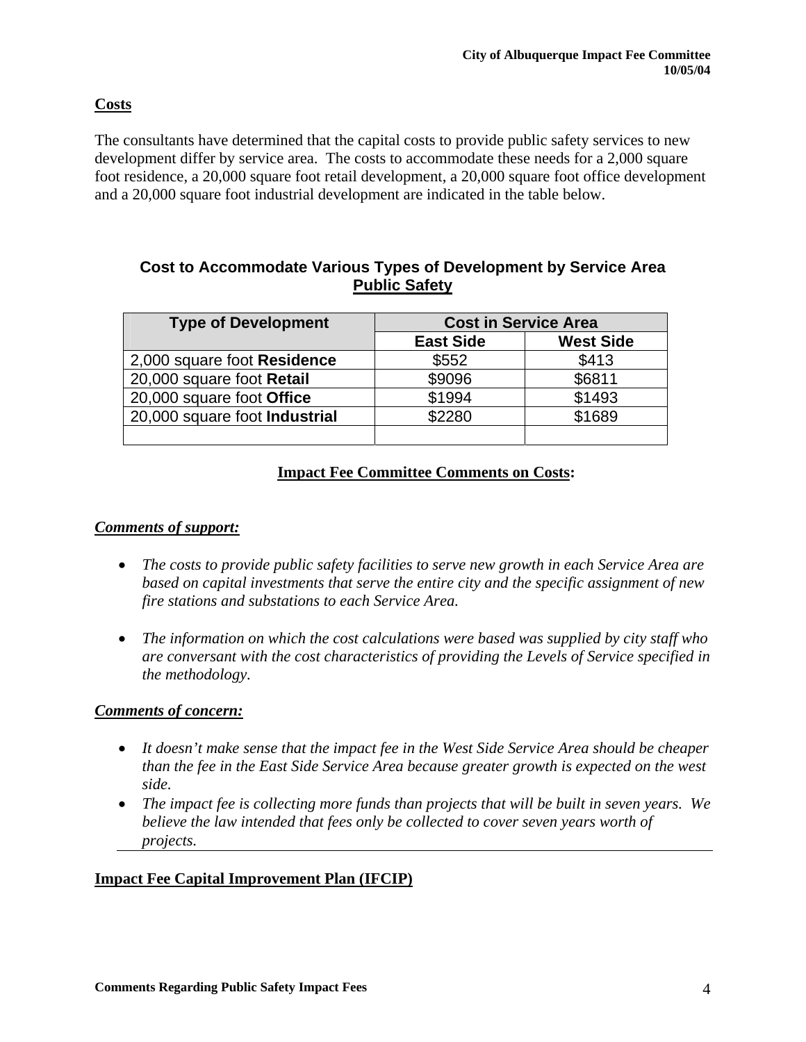## Costs

The consultants have determined that the capital costs to provide public safety services to new development differ by service area. The costs to accommodate these needs for a 2,000 square foot residence, a 20,000 square foot retail development, a 20,000 square foot office development and a 20,000 square foot industrial development are indicated in the table below.

### Cost to Accommodate Various Types of Development by Service Area
### Public Safety

| Type of Development | Cost in Service Area | |
|---|---|---|
| | East Side | West Side |
| 2,000 square foot **Residence** | $552 | $413 |
| 20,000 square foot **Retail** | $9096 | $6811 |
| 20,000 square foot **Office** | $1994 | $1493 |
| 20,000 square foot **Industrial** | $2280 | $1689 |
| | | |

**Impact Fee Committee Comments on Costs:**

***Comments of support:***

- *The costs to provide public safety facilities to serve new growth in each Service Area are based on capital investments that serve the entire city and the specific assignment of new fire stations and substations to each Service Area.*

- *The information on which the cost calculations were based was supplied by city staff who are conversant with the cost characteristics of providing the Levels of Service specified in the methodology.*

***Comments of concern:***

- *It doesn't make sense that the impact fee in the West Side Service Area should be cheaper than the fee in the East Side Service Area because greater growth is expected on the west side.*
- *The impact fee is collecting more funds than projects that will be built in seven years. We believe the law intended that fees only be collected to cover seven years worth of projects.*

## Impact Fee Capital Improvement Plan (IFCIP)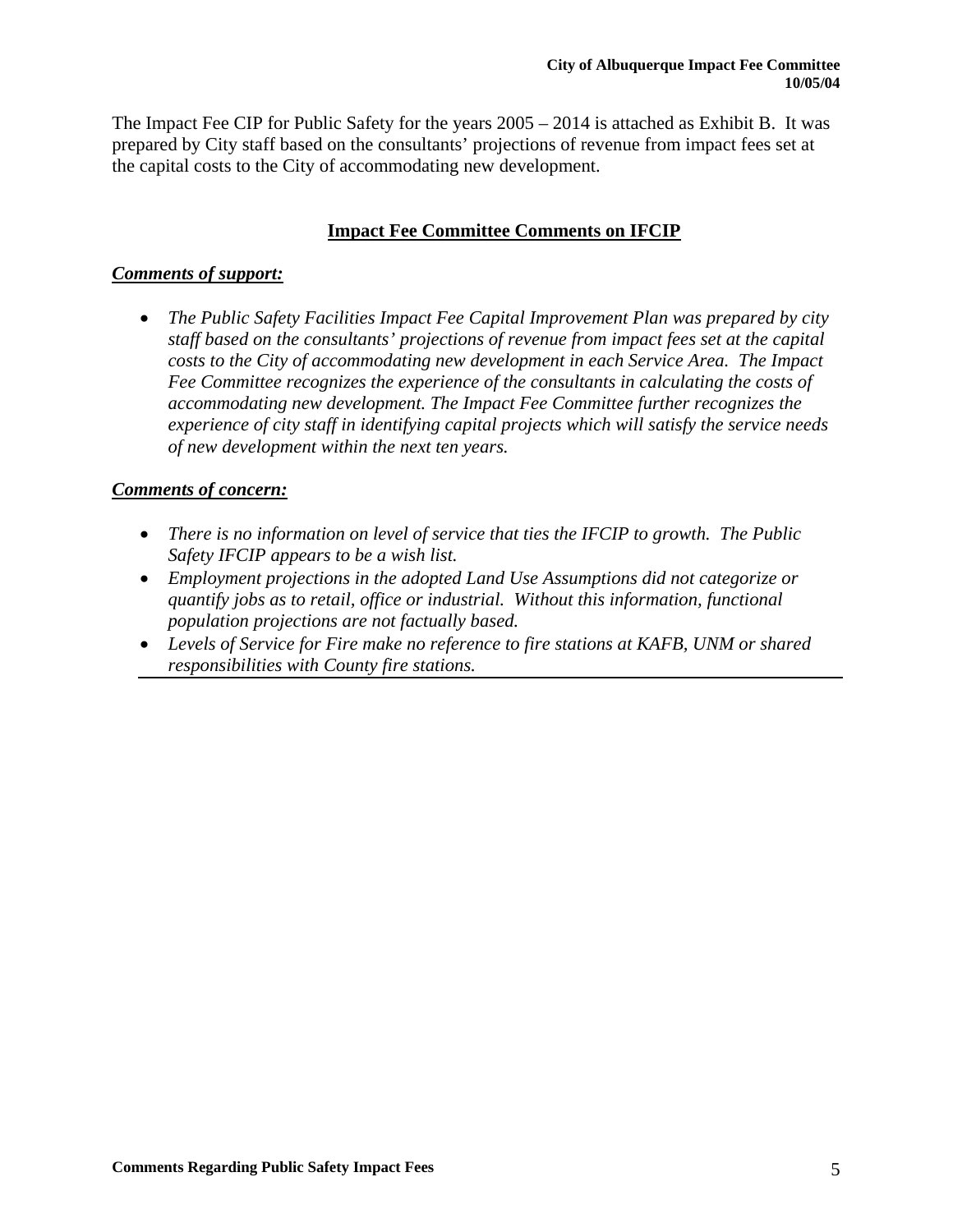The Impact Fee CIP for Public Safety for the years 2005 – 2014 is attached as Exhibit B. It was prepared by City staff based on the consultants' projections of revenue from impact fees set at the capital costs to the City of accommodating new development.

## Impact Fee Committee Comments on IFCIP

***Comments of support:***

- *The Public Safety Facilities Impact Fee Capital Improvement Plan was prepared by city staff based on the consultants' projections of revenue from impact fees set at the capital costs to the City of accommodating new development in each Service Area. The Impact Fee Committee recognizes the experience of the consultants in calculating the costs of accommodating new development. The Impact Fee Committee further recognizes the experience of city staff in identifying capital projects which will satisfy the service needs of new development within the next ten years.*

***Comments of concern:***

- *There is no information on level of service that ties the IFCIP to growth. The Public Safety IFCIP appears to be a wish list.*
- *Employment projections in the adopted Land Use Assumptions did not categorize or quantify jobs as to retail, office or industrial. Without this information, functional population projections are not factually based.*
- *Levels of Service for Fire make no reference to fire stations at KAFB, UNM or shared responsibilities with County fire stations.*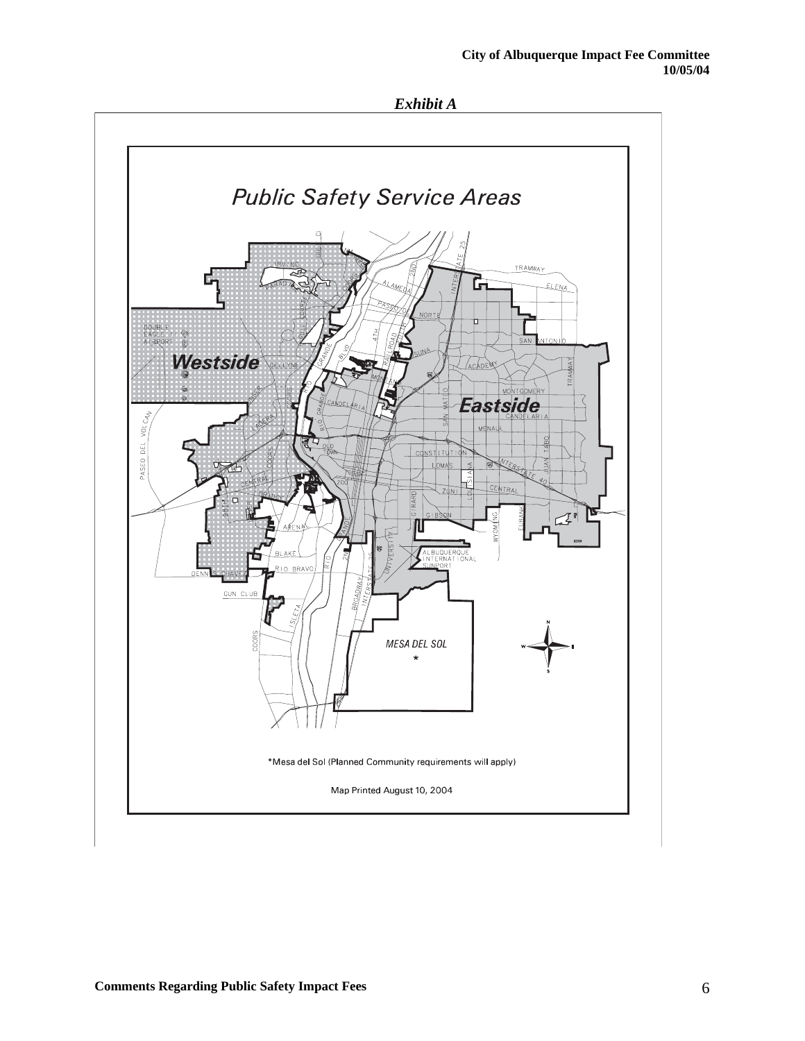*Exhibit A*

## Public Safety Service Areas

Westside

Eastside

MESA DEL SOL

*Mesa del Sol (Planned Community requirements will apply)

Map Printed August 10, 2004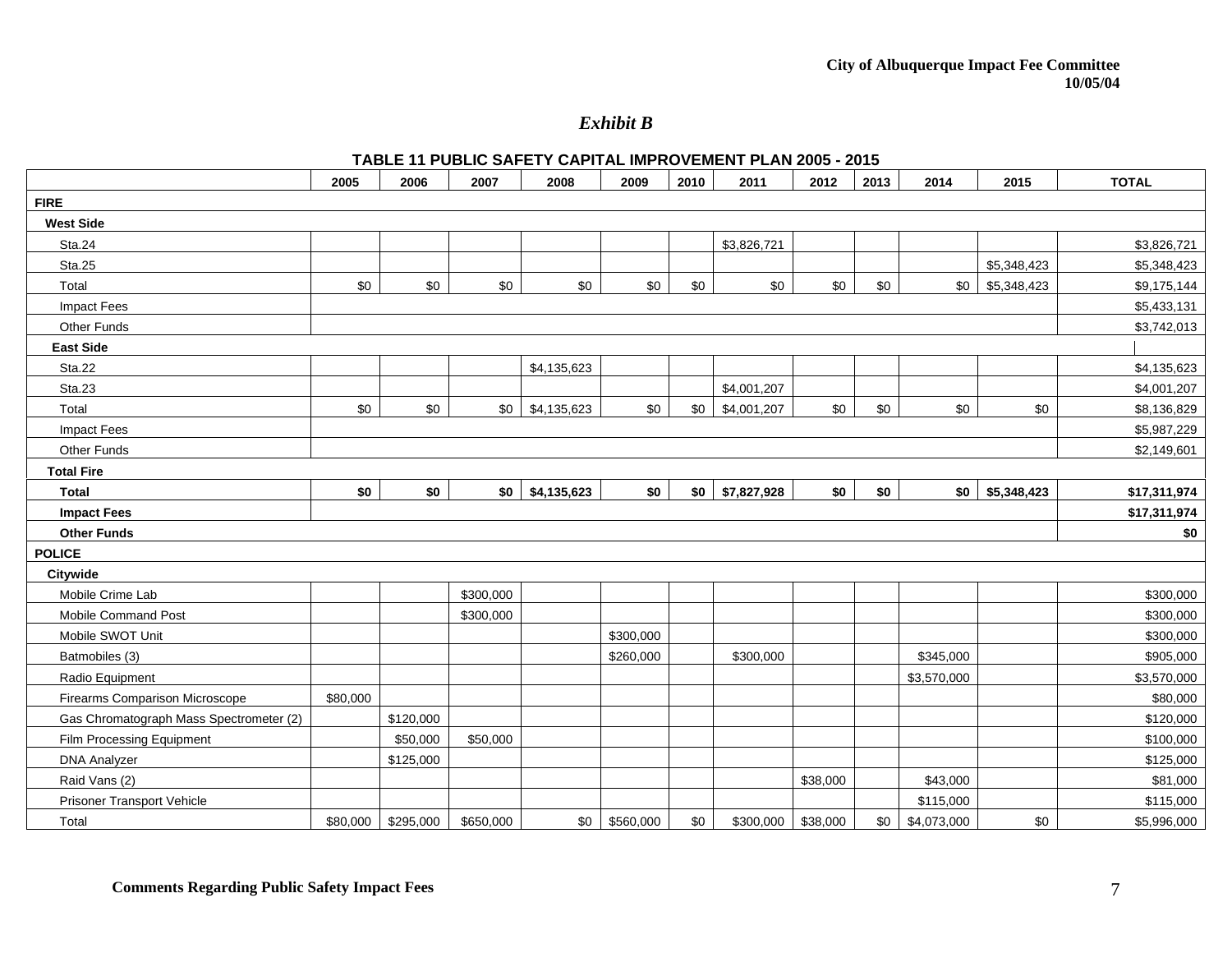## *Exhibit B*

**TABLE 11 PUBLIC SAFETY CAPITAL IMPROVEMENT PLAN 2005 - 2015**

| | 2005 | 2006 | 2007 | 2008 | 2009 | 2010 | 2011 | 2012 | 2013 | 2014 | 2015 | TOTAL |
|---|---|---|---|---|---|---|---|---|---|---|---|---|
| **FIRE** | | | | | | | | | | | | |
| **West Side** | | | | | | | | | | | | |
| Sta.24 | | | | | | | $3,826,721 | | | | | $3,826,721 |
| Sta.25 | | | | | | | | | | | $5,348,423 | $5,348,423 |
| Total | $0 | $0 | $0 | $0 | $0 | $0 | $0 | $0 | $0 | $0 | $5,348,423 | $9,175,144 |
| Impact Fees | | | | | | | | | | | | $5,433,131 |
| Other Funds | | | | | | | | | | | | $3,742,013 |
| **East Side** | | | | | | | | | | | | |
| Sta.22 | | | | $4,135,623 | | | | | | | | $4,135,623 |
| Sta.23 | | | | | | | $4,001,207 | | | | | $4,001,207 |
| Total | $0 | $0 | $0 | $4,135,623 | $0 | $0 | $4,001,207 | $0 | $0 | $0 | $0 | $8,136,829 |
| Impact Fees | | | | | | | | | | | | $5,987,229 |
| Other Funds | | | | | | | | | | | | $2,149,601 |
| **Total Fire** | | | | | | | | | | | | |
| **Total** | **$0** | **$0** | **$0** | **$4,135,623** | **$0** | **$0** | **$7,827,928** | **$0** | **$0** | **$0** | **$5,348,423** | **$17,311,974** |
| **Impact Fees** | | | | | | | | | | | | **$17,311,974** |
| **Other Funds** | | | | | | | | | | | | **$0** |
| **POLICE** | | | | | | | | | | | | |
| **Citywide** | | | | | | | | | | | | |
| Mobile Crime Lab | | | $300,000 | | | | | | | | | $300,000 |
| Mobile Command Post | | | $300,000 | | | | | | | | | $300,000 |
| Mobile SWOT Unit | | | | | $300,000 | | | | | | | $300,000 |
| Batmobiles (3) | | | | | $260,000 | | $300,000 | | | $345,000 | | $905,000 |
| Radio Equipment | | | | | | | | | | $3,570,000 | | $3,570,000 |
| Firearms Comparison Microscope | $80,000 | | | | | | | | | | | $80,000 |
| Gas Chromatograph Mass Spectrometer (2) | | $120,000 | | | | | | | | | | $120,000 |
| Film Processing Equipment | | $50,000 | $50,000 | | | | | | | | | $100,000 |
| DNA Analyzer | | $125,000 | | | | | | | | | | $125,000 |
| Raid Vans (2) | | | | | | | | $38,000 | | $43,000 | | $81,000 |
| Prisoner Transport Vehicle | | | | | | | | | | $115,000 | | $115,000 |
| Total | $80,000 | $295,000 | $650,000 | $0 | $560,000 | $0 | $300,000 | $38,000 | $0 | $4,073,000 | $0 | $5,996,000 |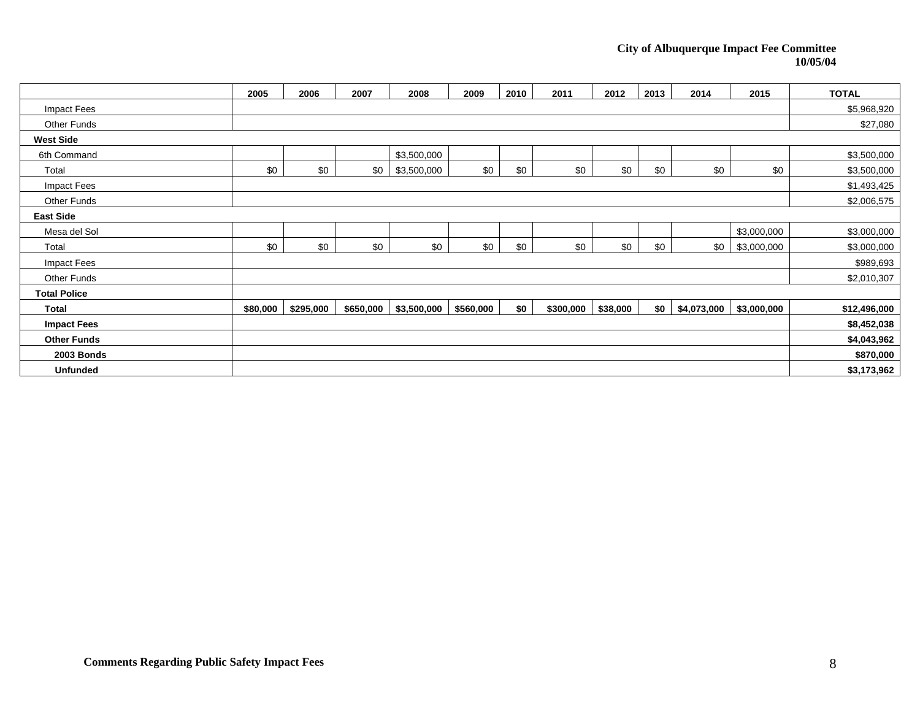| | 2005 | 2006 | 2007 | 2008 | 2009 | 2010 | 2011 | 2012 | 2013 | 2014 | 2015 | TOTAL |
|---|---|---|---|---|---|---|---|---|---|---|---|---|
| Impact Fees | | | | | | | | | | | | $5,968,920 |
| Other Funds | | | | | | | | | | | | $27,080 |
| **West Side** | | | | | | | | | | | | |
| 6th Command | | | | $3,500,000 | | | | | | | | $3,500,000 |
| Total | $0 | $0 | $0 | $3,500,000 | $0 | $0 | $0 | $0 | $0 | $0 | $0 | $3,500,000 |
| Impact Fees | | | | | | | | | | | | $1,493,425 |
| Other Funds | | | | | | | | | | | | $2,006,575 |
| **East Side** | | | | | | | | | | | | |
| Mesa del Sol | | | | | | | | | | | $3,000,000 | $3,000,000 |
| Total | $0 | $0 | $0 | $0 | $0 | $0 | $0 | $0 | $0 | $0 | $3,000,000 | $3,000,000 |
| Impact Fees | | | | | | | | | | | | $989,693 |
| Other Funds | | | | | | | | | | | | $2,010,307 |
| **Total Police** | | | | | | | | | | | | |
| **Total** | **$80,000** | **$295,000** | **$650,000** | **$3,500,000** | **$560,000** | **$0** | **$300,000** | **$38,000** | **$0** | **$4,073,000** | **$3,000,000** | **$12,496,000** |
| **Impact Fees** | | | | | | | | | | | | **$8,452,038** |
| **Other Funds** | | | | | | | | | | | | **$4,043,962** |
| **2003 Bonds** | | | | | | | | | | | | **$870,000** |
| **Unfunded** | | | | | | | | | | | | **$3,173,962** |